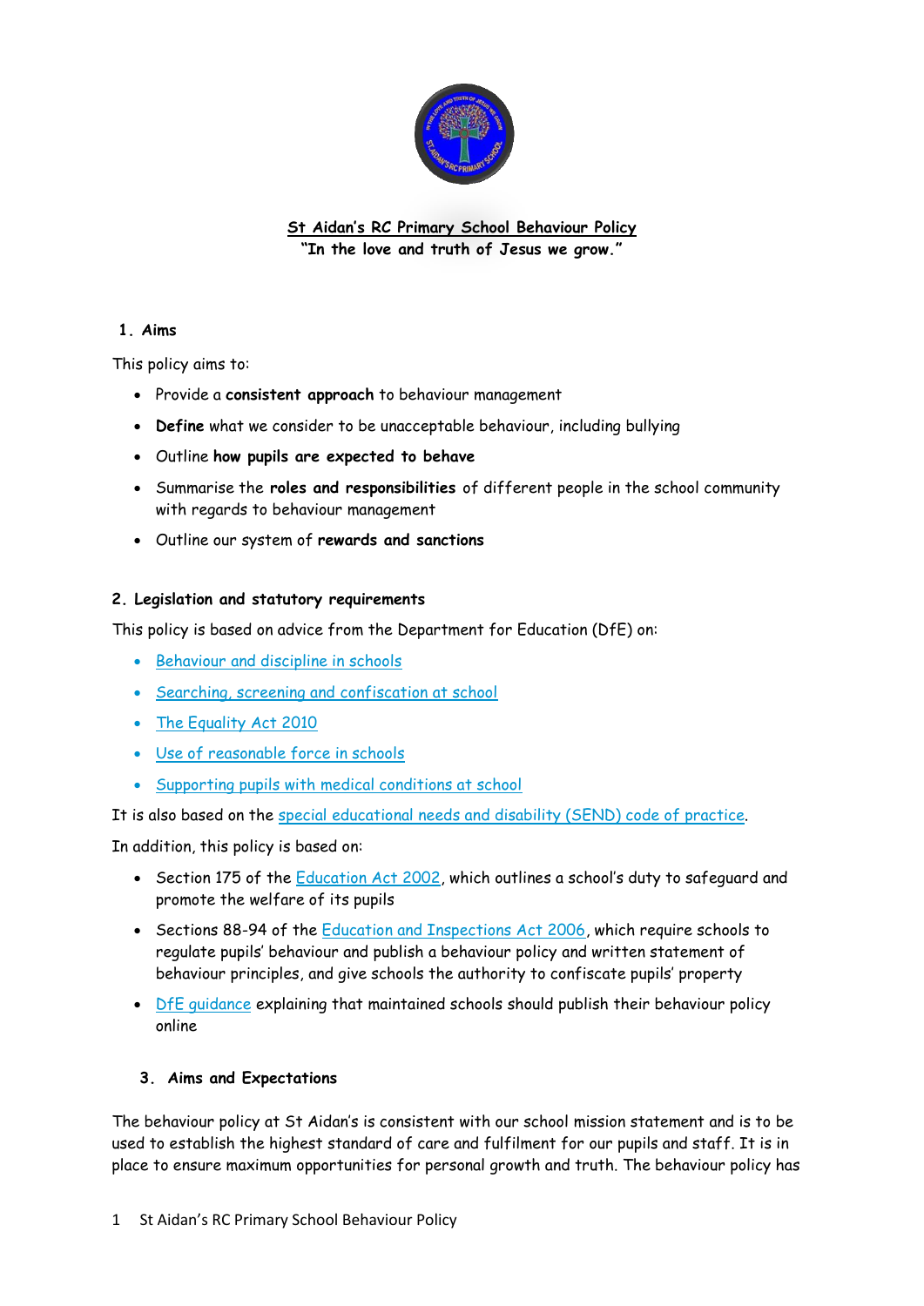# St Aidan's RC Primary School Behaviour Policy

**"In the love and truth of Jesus we grow."**

## 1. Aims

This policy aims to:

- Provide a **consistent approach** to behaviour management
- **Define** what we consider to be unacceptable behaviour, including bullying
- Outline **how pupils are expected to behave**
- Summarise the **roles and responsibilities** of different people in the school community with regards to behaviour management
- Outline our system of **rewards and sanctions**

## 2. Legislation and statutory requirements

This policy is based on advice from the Department for Education (DfE) on:

- Behaviour and discipline in schools
- Searching, screening and confiscation at school
- The Equality Act 2010
- Use of reasonable force in schools
- Supporting pupils with medical conditions at school

It is also based on the special educational needs and disability (SEND) code of practice.

In addition, this policy is based on:

- Section 175 of the Education Act 2002, which outlines a school's duty to safeguard and promote the welfare of its pupils
- Sections 88-94 of the Education and Inspections Act 2006, which require schools to regulate pupils' behaviour and publish a behaviour policy and written statement of behaviour principles, and give schools the authority to confiscate pupils' property
- DfE guidance explaining that maintained schools should publish their behaviour policy online

## 3. Aims and Expectations

The behaviour policy at St Aidan's is consistent with our school mission statement and is to be used to establish the highest standard of care and fulfilment for our pupils and staff. It is in place to ensure maximum opportunities for personal growth and truth. The behaviour policy has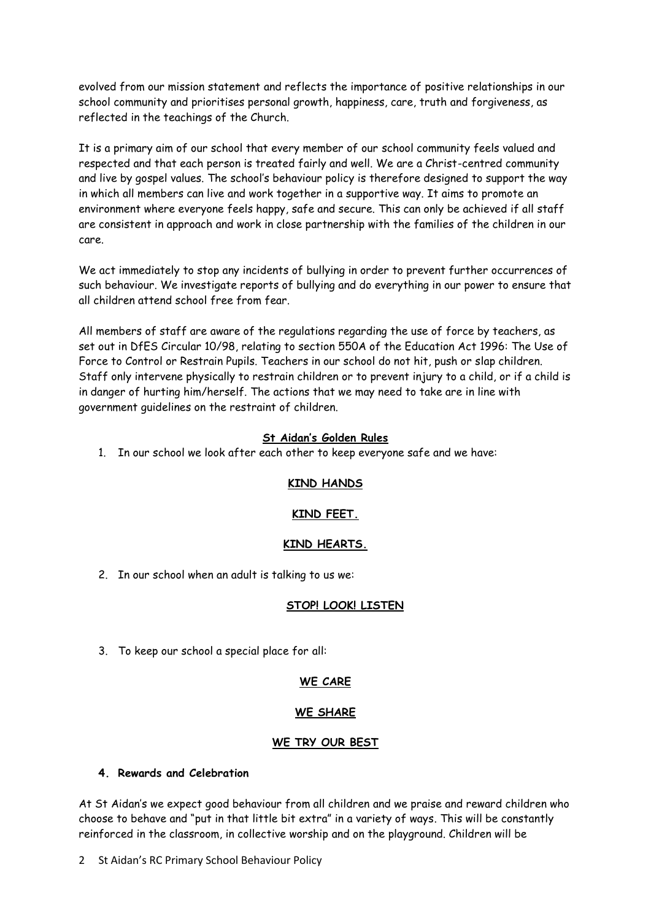evolved from our mission statement and reflects the importance of positive relationships in our school community and prioritises personal growth, happiness, care, truth and forgiveness, as reflected in the teachings of the Church.

It is a primary aim of our school that every member of our school community feels valued and respected and that each person is treated fairly and well. We are a Christ-centred community and live by gospel values. The school's behaviour policy is therefore designed to support the way in which all members can live and work together in a supportive way. It aims to promote an environment where everyone feels happy, safe and secure. This can only be achieved if all staff are consistent in approach and work in close partnership with the families of the children in our care.

We act immediately to stop any incidents of bullying in order to prevent further occurrences of such behaviour. We investigate reports of bullying and do everything in our power to ensure that all children attend school free from fear.

All members of staff are aware of the regulations regarding the use of force by teachers, as set out in DfES Circular 10/98, relating to section 550A of the Education Act 1996: The Use of Force to Control or Restrain Pupils. Teachers in our school do not hit, push or slap children. Staff only intervene physically to restrain children or to prevent injury to a child, or if a child is in danger of hurting him/herself. The actions that we may need to take are in line with government guidelines on the restraint of children.

**St Aidan's Golden Rules**

1. In our school we look after each other to keep everyone safe and we have:

   **KIND HANDS**

   **KIND FEET.**

   **KIND HEARTS.**

2. In our school when an adult is talking to us we:

   **STOP! LOOK! LISTEN**

3. To keep our school a special place for all:

   **WE CARE**

   **WE SHARE**

   **WE TRY OUR BEST**

**4. Rewards and Celebration**

At St Aidan's we expect good behaviour from all children and we praise and reward children who choose to behave and "put in that little bit extra" in a variety of ways. This will be constantly reinforced in the classroom, in collective worship and on the playground. Children will be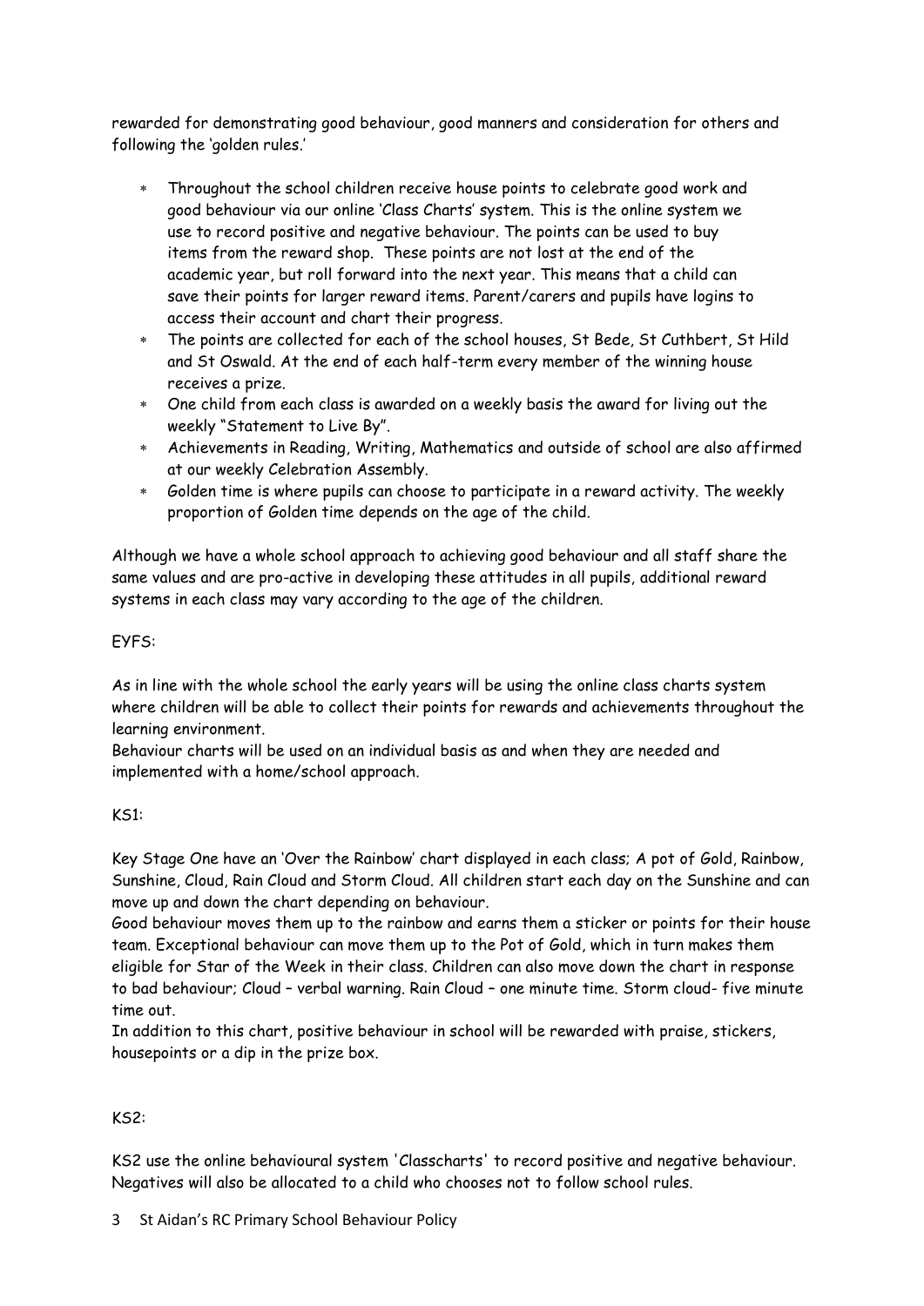rewarded for demonstrating good behaviour, good manners and consideration for others and following the 'golden rules.'

- Throughout the school children receive house points to celebrate good work and good behaviour via our online 'Class Charts' system. This is the online system we use to record positive and negative behaviour. The points can be used to buy items from the reward shop. These points are not lost at the end of the academic year, but roll forward into the next year. This means that a child can save their points for larger reward items. Parent/carers and pupils have logins to access their account and chart their progress.
- The points are collected for each of the school houses, St Bede, St Cuthbert, St Hild and St Oswald. At the end of each half-term every member of the winning house receives a prize.
- One child from each class is awarded on a weekly basis the award for living out the weekly "Statement to Live By".
- Achievements in Reading, Writing, Mathematics and outside of school are also affirmed at our weekly Celebration Assembly.
- Golden time is where pupils can choose to participate in a reward activity. The weekly proportion of Golden time depends on the age of the child.

Although we have a whole school approach to achieving good behaviour and all staff share the same values and are pro-active in developing these attitudes in all pupils, additional reward systems in each class may vary according to the age of the children.

EYFS:

As in line with the whole school the early years will be using the online class charts system where children will be able to collect their points for rewards and achievements throughout the learning environment.
Behaviour charts will be used on an individual basis as and when they are needed and implemented with a home/school approach.

KS1:

Key Stage One have an 'Over the Rainbow' chart displayed in each class; A pot of Gold, Rainbow, Sunshine, Cloud, Rain Cloud and Storm Cloud. All children start each day on the Sunshine and can move up and down the chart depending on behaviour.
Good behaviour moves them up to the rainbow and earns them a sticker or points for their house team. Exceptional behaviour can move them up to the Pot of Gold, which in turn makes them eligible for Star of the Week in their class. Children can also move down the chart in response to bad behaviour; Cloud – verbal warning. Rain Cloud – one minute time. Storm cloud- five minute time out.
In addition to this chart, positive behaviour in school will be rewarded with praise, stickers, housepoints or a dip in the prize box.

KS2:

KS2 use the online behavioural system 'Classcharts' to record positive and negative behaviour. Negatives will also be allocated to a child who chooses not to follow school rules.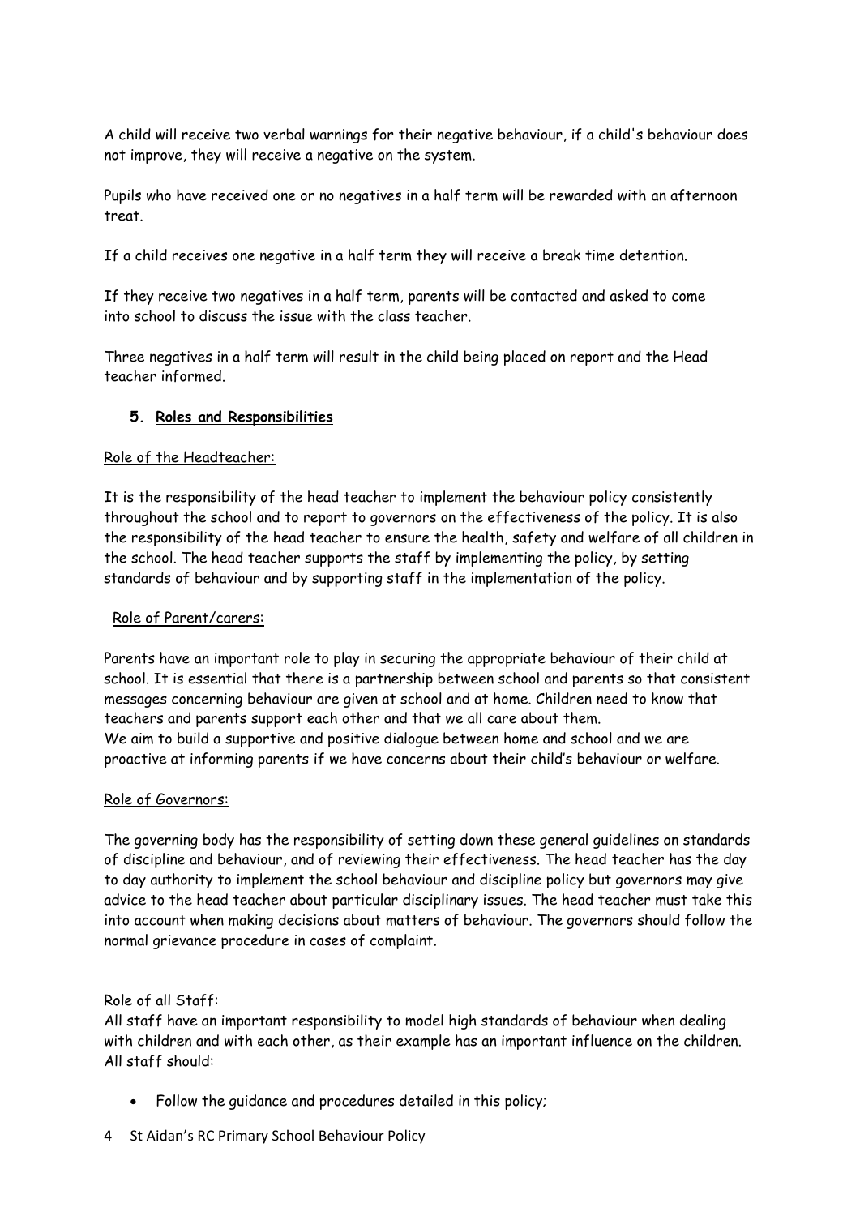A child will receive two verbal warnings for their negative behaviour, if a child's behaviour does not improve, they will receive a negative on the system.

Pupils who have received one or no negatives in a half term will be rewarded with an afternoon treat.

If a child receives one negative in a half term they will receive a break time detention.

If they receive two negatives in a half term, parents will be contacted and asked to come into school to discuss the issue with the class teacher.

Three negatives in a half term will result in the child being placed on report and the Head teacher informed.

## 5. Roles and Responsibilities

Role of the Headteacher:

It is the responsibility of the head teacher to implement the behaviour policy consistently throughout the school and to report to governors on the effectiveness of the policy. It is also the responsibility of the head teacher to ensure the health, safety and welfare of all children in the school. The head teacher supports the staff by implementing the policy, by setting standards of behaviour and by supporting staff in the implementation of the policy.

Role of Parent/carers:

Parents have an important role to play in securing the appropriate behaviour of their child at school. It is essential that there is a partnership between school and parents so that consistent messages concerning behaviour are given at school and at home. Children need to know that teachers and parents support each other and that we all care about them.
We aim to build a supportive and positive dialogue between home and school and we are proactive at informing parents if we have concerns about their child's behaviour or welfare.

Role of Governors:

The governing body has the responsibility of setting down these general guidelines on standards of discipline and behaviour, and of reviewing their effectiveness. The head teacher has the day to day authority to implement the school behaviour and discipline policy but governors may give advice to the head teacher about particular disciplinary issues. The head teacher must take this into account when making decisions about matters of behaviour. The governors should follow the normal grievance procedure in cases of complaint.

Role of all Staff:
All staff have an important responsibility to model high standards of behaviour when dealing with children and with each other, as their example has an important influence on the children. All staff should:

- Follow the guidance and procedures detailed in this policy;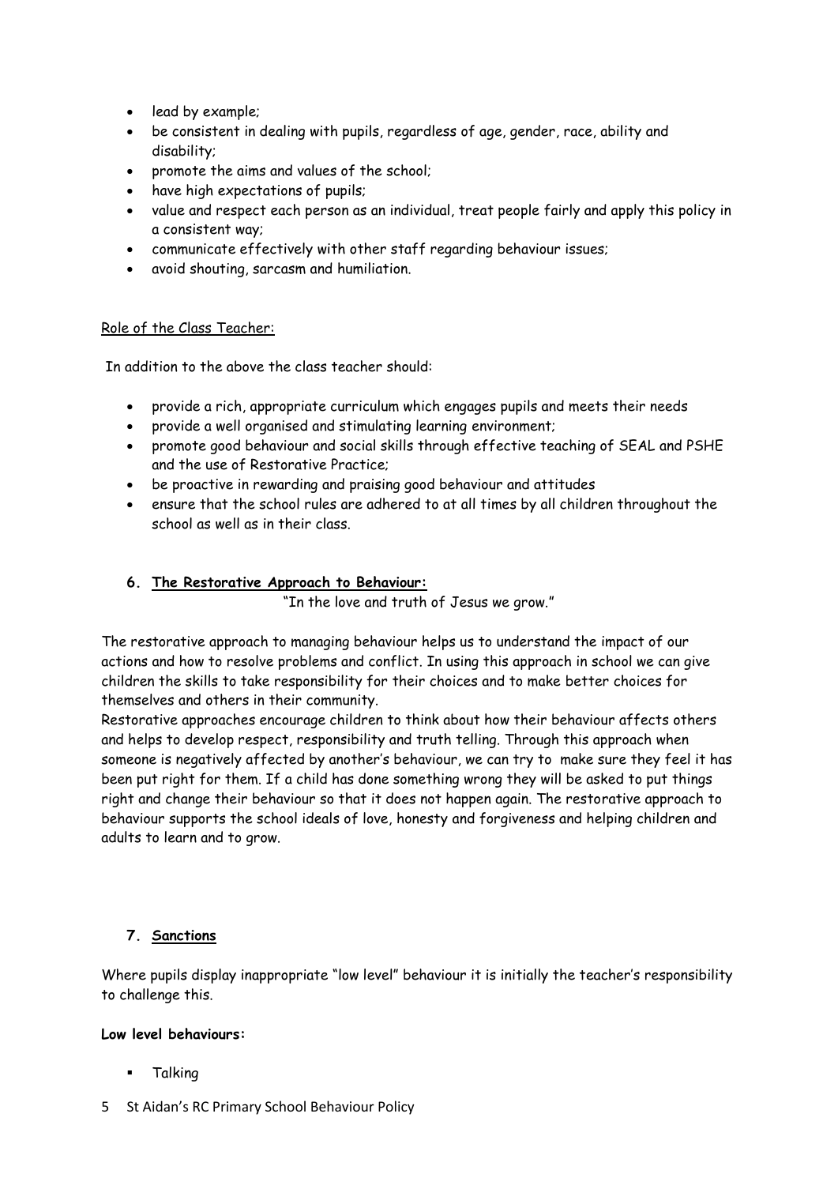- lead by example;
- be consistent in dealing with pupils, regardless of age, gender, race, ability and disability;
- promote the aims and values of the school;
- have high expectations of pupils;
- value and respect each person as an individual, treat people fairly and apply this policy in a consistent way;
- communicate effectively with other staff regarding behaviour issues;
- avoid shouting, sarcasm and humiliation.

Role of the Class Teacher:

In addition to the above the class teacher should:

- provide a rich, appropriate curriculum which engages pupils and meets their needs
- provide a well organised and stimulating learning environment;
- promote good behaviour and social skills through effective teaching of SEAL and PSHE and the use of Restorative Practice;
- be proactive in rewarding and praising good behaviour and attitudes
- ensure that the school rules are adhered to at all times by all children throughout the school as well as in their class.

## 6. The Restorative Approach to Behaviour:

"In the love and truth of Jesus we grow."

The restorative approach to managing behaviour helps us to understand the impact of our actions and how to resolve problems and conflict. In using this approach in school we can give children the skills to take responsibility for their choices and to make better choices for themselves and others in their community.
Restorative approaches encourage children to think about how their behaviour affects others and helps to develop respect, responsibility and truth telling. Through this approach when someone is negatively affected by another's behaviour, we can try to make sure they feel it has been put right for them. If a child has done something wrong they will be asked to put things right and change their behaviour so that it does not happen again. The restorative approach to behaviour supports the school ideals of love, honesty and forgiveness and helping children and adults to learn and to grow.

## 7. Sanctions

Where pupils display inappropriate "low level" behaviour it is initially the teacher's responsibility to challenge this.

**Low level behaviours:**

- Talking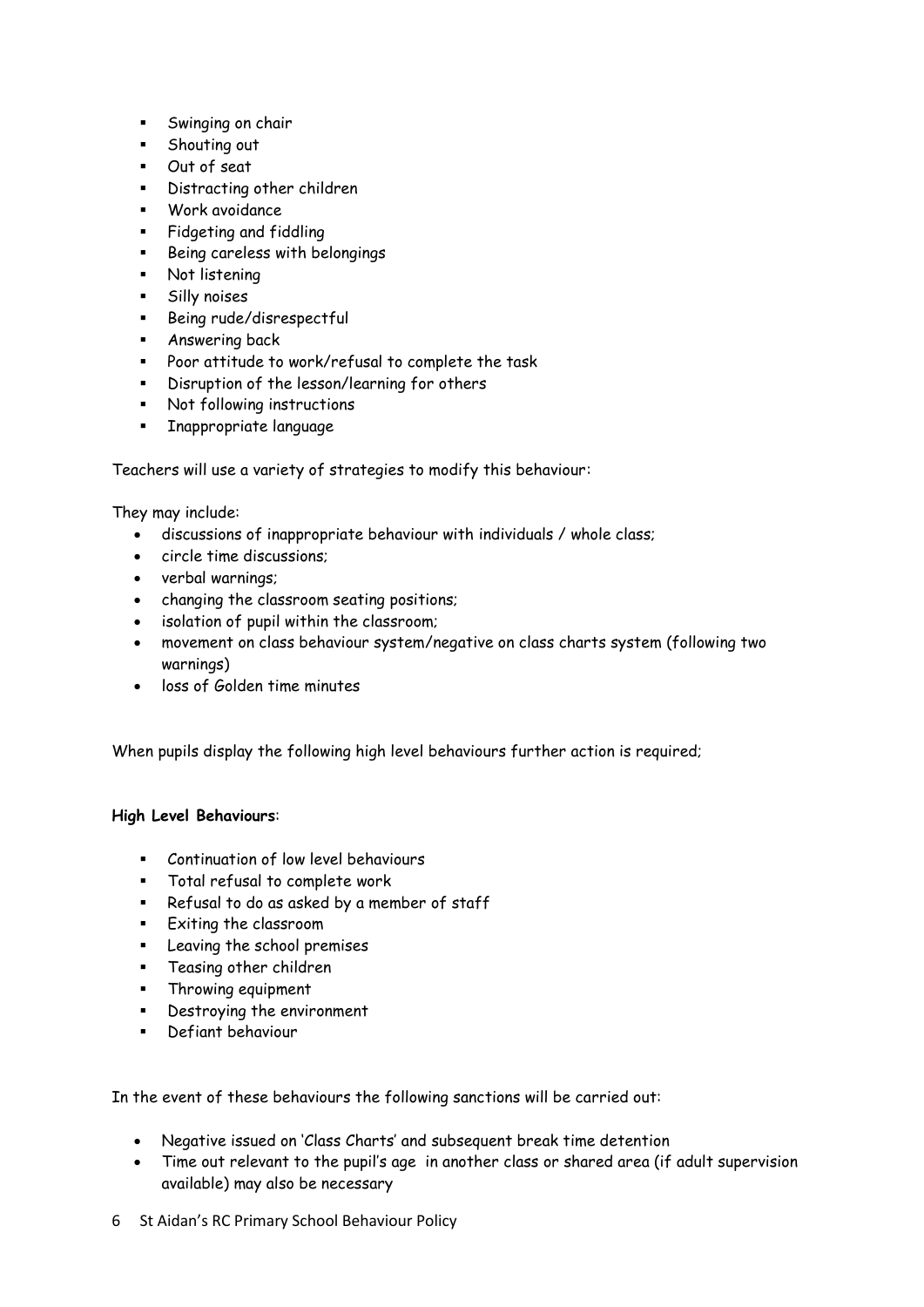- Swinging on chair
- Shouting out
- Out of seat
- Distracting other children
- Work avoidance
- Fidgeting and fiddling
- Being careless with belongings
- Not listening
- Silly noises
- Being rude/disrespectful
- Answering back
- Poor attitude to work/refusal to complete the task
- Disruption of the lesson/learning for others
- Not following instructions
- Inappropriate language

Teachers will use a variety of strategies to modify this behaviour:

They may include:

- discussions of inappropriate behaviour with individuals / whole class;
- circle time discussions;
- verbal warnings;
- changing the classroom seating positions;
- isolation of pupil within the classroom;
- movement on class behaviour system/negative on class charts system (following two warnings)
- loss of Golden time minutes

When pupils display the following high level behaviours further action is required;

**High Level Behaviours**:

- Continuation of low level behaviours
- Total refusal to complete work
- Refusal to do as asked by a member of staff
- Exiting the classroom
- Leaving the school premises
- Teasing other children
- Throwing equipment
- Destroying the environment
- Defiant behaviour

In the event of these behaviours the following sanctions will be carried out:

- Negative issued on 'Class Charts' and subsequent break time detention
- Time out relevant to the pupil's age in another class or shared area (if adult supervision available) may also be necessary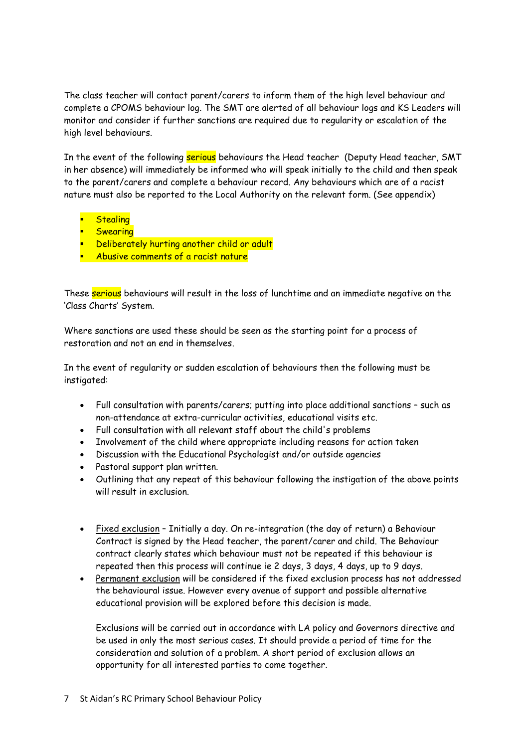The class teacher will contact parent/carers to inform them of the high level behaviour and complete a CPOMS behaviour log. The SMT are alerted of all behaviour logs and KS Leaders will monitor and consider if further sanctions are required due to regularity or escalation of the high level behaviours.

In the event of the following serious behaviours the Head teacher (Deputy Head teacher, SMT in her absence) will immediately be informed who will speak initially to the child and then speak to the parent/carers and complete a behaviour record. Any behaviours which are of a racist nature must also be reported to the Local Authority on the relevant form. (See appendix)

- Stealing
- Swearing
- Deliberately hurting another child or adult
- Abusive comments of a racist nature

These serious behaviours will result in the loss of lunchtime and an immediate negative on the 'Class Charts' System.

Where sanctions are used these should be seen as the starting point for a process of restoration and not an end in themselves.

In the event of regularity or sudden escalation of behaviours then the following must be instigated:

- Full consultation with parents/carers; putting into place additional sanctions – such as non-attendance at extra-curricular activities, educational visits etc.
- Full consultation with all relevant staff about the child's problems
- Involvement of the child where appropriate including reasons for action taken
- Discussion with the Educational Psychologist and/or outside agencies
- Pastoral support plan written.
- Outlining that any repeat of this behaviour following the instigation of the above points will result in exclusion.

- Fixed exclusion – Initially a day. On re-integration (the day of return) a Behaviour Contract is signed by the Head teacher, the parent/carer and child. The Behaviour contract clearly states which behaviour must not be repeated if this behaviour is repeated then this process will continue ie 2 days, 3 days, 4 days, up to 9 days.
- Permanent exclusion will be considered if the fixed exclusion process has not addressed the behavioural issue. However every avenue of support and possible alternative educational provision will be explored before this decision is made.

  Exclusions will be carried out in accordance with LA policy and Governors directive and be used in only the most serious cases. It should provide a period of time for the consideration and solution of a problem. A short period of exclusion allows an opportunity for all interested parties to come together.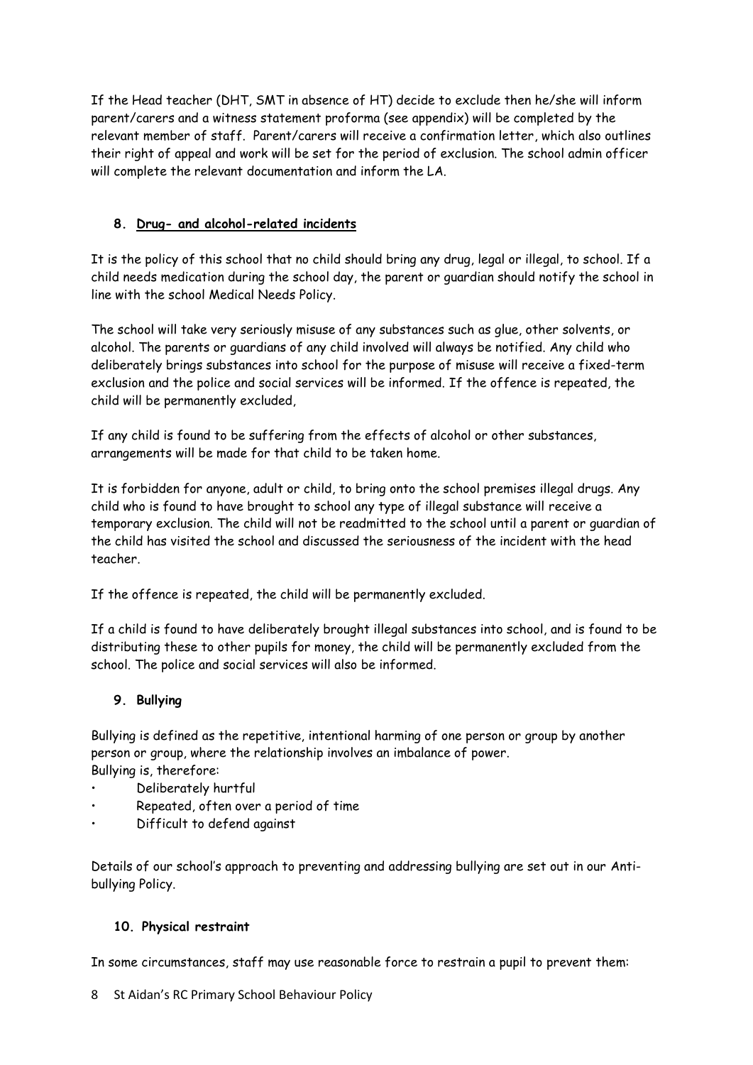If the Head teacher (DHT, SMT in absence of HT) decide to exclude then he/she will inform parent/carers and a witness statement proforma (see appendix) will be completed by the relevant member of staff. Parent/carers will receive a confirmation letter, which also outlines their right of appeal and work will be set for the period of exclusion. The school admin officer will complete the relevant documentation and inform the LA.

## 8. Drug- and alcohol-related incidents

It is the policy of this school that no child should bring any drug, legal or illegal, to school. If a child needs medication during the school day, the parent or guardian should notify the school in line with the school Medical Needs Policy.

The school will take very seriously misuse of any substances such as glue, other solvents, or alcohol. The parents or guardians of any child involved will always be notified. Any child who deliberately brings substances into school for the purpose of misuse will receive a fixed-term exclusion and the police and social services will be informed. If the offence is repeated, the child will be permanently excluded,

If any child is found to be suffering from the effects of alcohol or other substances, arrangements will be made for that child to be taken home.

It is forbidden for anyone, adult or child, to bring onto the school premises illegal drugs. Any child who is found to have brought to school any type of illegal substance will receive a temporary exclusion. The child will not be readmitted to the school until a parent or guardian of the child has visited the school and discussed the seriousness of the incident with the head teacher.

If the offence is repeated, the child will be permanently excluded.

If a child is found to have deliberately brought illegal substances into school, and is found to be distributing these to other pupils for money, the child will be permanently excluded from the school. The police and social services will also be informed.

## 9. Bullying

Bullying is defined as the repetitive, intentional harming of one person or group by another person or group, where the relationship involves an imbalance of power.
Bullying is, therefore:

- Deliberately hurtful
- Repeated, often over a period of time
- Difficult to defend against

Details of our school's approach to preventing and addressing bullying are set out in our Anti-bullying Policy.

## 10. Physical restraint

In some circumstances, staff may use reasonable force to restrain a pupil to prevent them: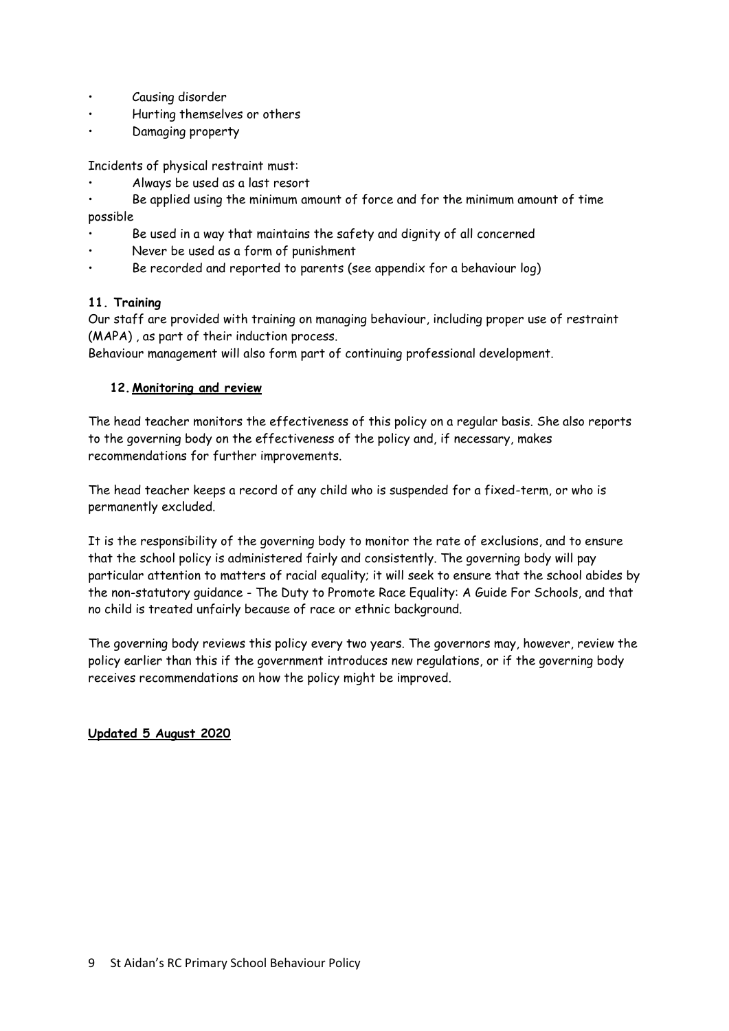- Causing disorder
- Hurting themselves or others
- Damaging property

Incidents of physical restraint must:

- Always be used as a last resort
- Be applied using the minimum amount of force and for the minimum amount of time possible
- Be used in a way that maintains the safety and dignity of all concerned
- Never be used as a form of punishment
- Be recorded and reported to parents (see appendix for a behaviour log)

### 11. Training

Our staff are provided with training on managing behaviour, including proper use of restraint (MAPA) , as part of their induction process.

Behaviour management will also form part of continuing professional development.

### 12. Monitoring and review

The head teacher monitors the effectiveness of this policy on a regular basis. She also reports to the governing body on the effectiveness of the policy and, if necessary, makes recommendations for further improvements.

The head teacher keeps a record of any child who is suspended for a fixed-term, or who is permanently excluded.

It is the responsibility of the governing body to monitor the rate of exclusions, and to ensure that the school policy is administered fairly and consistently. The governing body will pay particular attention to matters of racial equality; it will seek to ensure that the school abides by the non-statutory guidance - The Duty to Promote Race Equality: A Guide For Schools, and that no child is treated unfairly because of race or ethnic background.

The governing body reviews this policy every two years. The governors may, however, review the policy earlier than this if the government introduces new regulations, or if the governing body receives recommendations on how the policy might be improved.

**Updated 5 August 2020**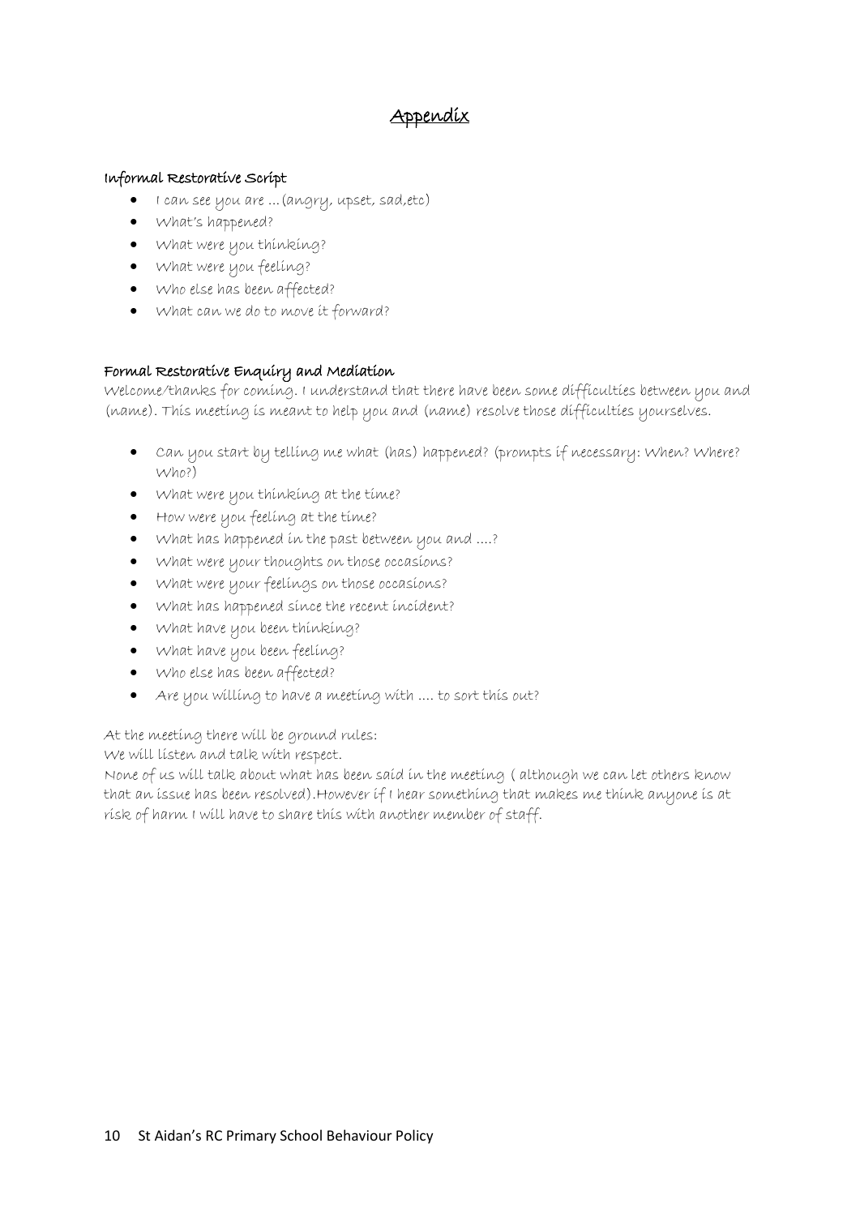# Appendix

### Informal Restorative Script

- I can see you are …(angry, upset, sad,etc)
- What's happened?
- What were you thinking?
- What were you feeling?
- Who else has been affected?
- What can we do to move it forward?

### Formal Restorative Enquiry and Mediation

Welcome/thanks for coming. I understand that there have been some difficulties between you and (name). This meeting is meant to help you and (name) resolve those difficulties yourselves.

- Can you start by telling me what (has) happened? (prompts if necessary: When? Where? Who?)
- What were you thinking at the time?
- How were you feeling at the time?
- What has happened in the past between you and ….?
- What were your thoughts on those occasions?
- What were your feelings on those occasions?
- What has happened since the recent incident?
- What have you been thinking?
- What have you been feeling?
- Who else has been affected?
- Are you willing to have a meeting with …. to sort this out?

At the meeting there will be ground rules:

We will listen and talk with respect.

None of us will talk about what has been said in the meeting ( although we can let others know that an issue has been resolved).However if I hear something that makes me think anyone is at risk of harm I will have to share this with another member of staff.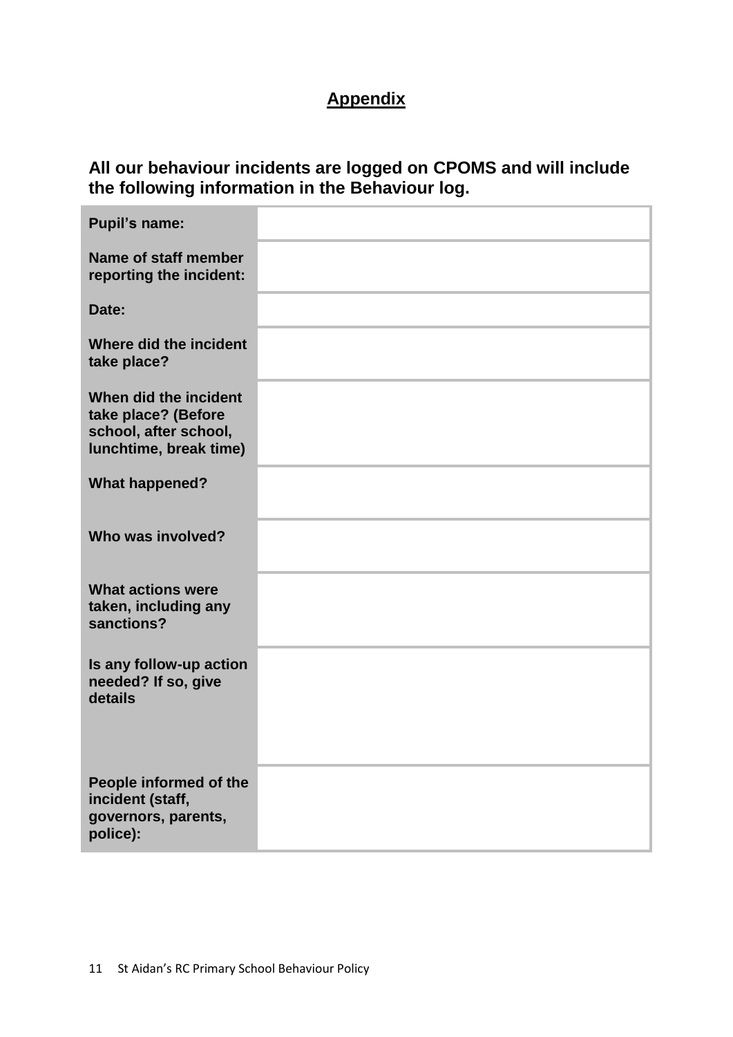## Appendix

**All our behaviour incidents are logged on CPOMS and will include the following information in the Behaviour log.**

| | |
|---|---|
| **Pupil's name:** | |
| **Name of staff member reporting the incident:** | |
| **Date:** | |
| **Where did the incident take place?** | |
| **When did the incident take place? (Before school, after school, lunchtime, break time)** | |
| **What happened?** | |
| **Who was involved?** | |
| **What actions were taken, including any sanctions?** | |
| **Is any follow-up action needed? If so, give details** | |
| **People informed of the incident (staff, governors, parents, police):** | |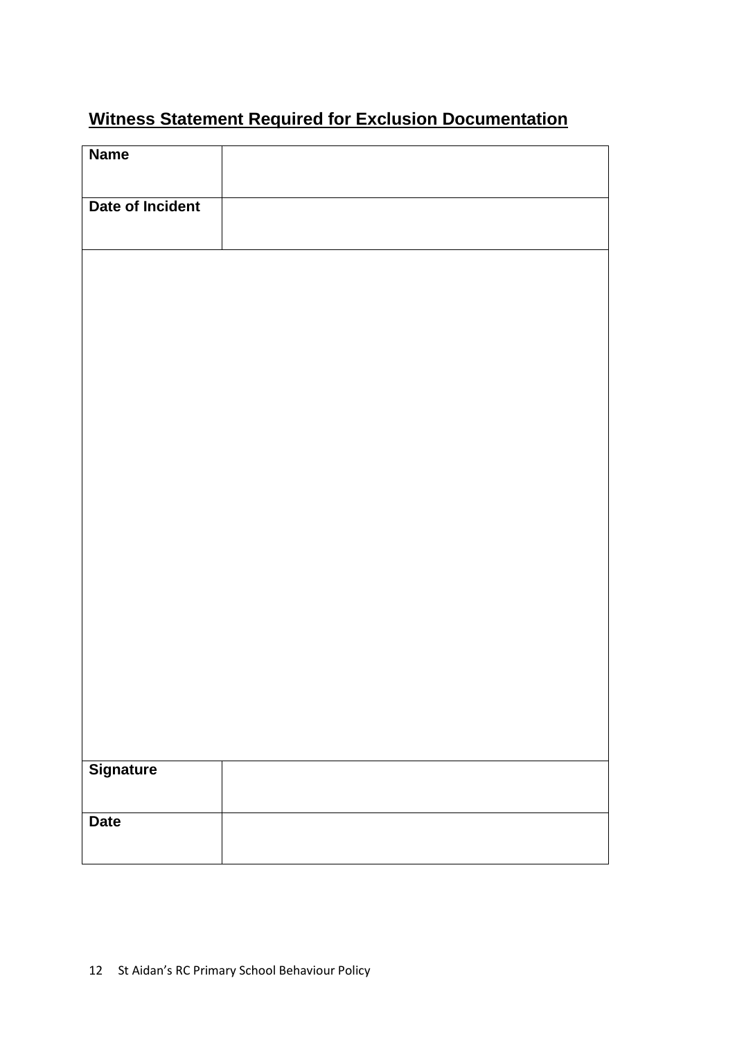## Witness Statement Required for Exclusion Documentation

| Name | |
|---|---|
| Date of Incident | |
| | |
| Signature | |
| Date | |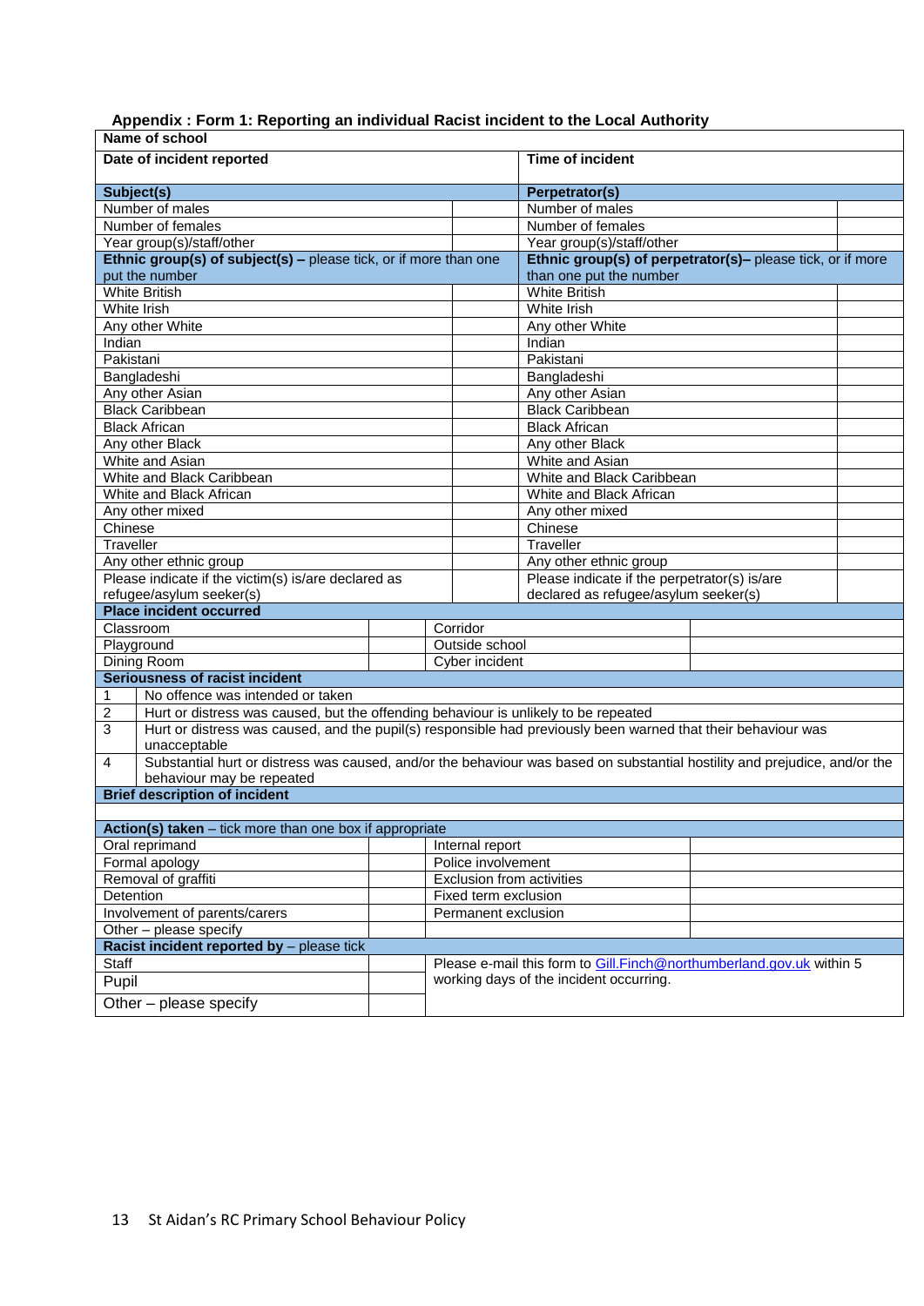### Appendix : Form 1: Reporting an individual Racist incident to the Local Authority

| | | | |
|---|---|---|---|
| **Name of school** | | | |
| **Date of incident reported** | | **Time of incident** | |
| **Subject(s)** | | **Perpetrator(s)** | |
| Number of males | | Number of males | |
| Number of females | | Number of females | |
| Year group(s)/staff/other | | Year group(s)/staff/other | |
| **Ethnic group(s) of subject(s) –** please tick, or if more than one put the number | | **Ethnic group(s) of perpetrator(s)–** please tick, or if more than one put the number | |
| White British | | White British | |
| White Irish | | White Irish | |
| Any other White | | Any other White | |
| Indian | | Indian | |
| Pakistani | | Pakistani | |
| Bangladeshi | | Bangladeshi | |
| Any other Asian | | Any other Asian | |
| Black Caribbean | | Black Caribbean | |
| Black African | | Black African | |
| Any other Black | | Any other Black | |
| White and Asian | | White and Asian | |
| White and Black Caribbean | | White and Black Caribbean | |
| White and Black African | | White and Black African | |
| Any other mixed | | Any other mixed | |
| Chinese | | Chinese | |
| Traveller | | Traveller | |
| Any other ethnic group | | Any other ethnic group | |
| Please indicate if the victim(s) is/are declared as refugee/asylum seeker(s) | | Please indicate if the perpetrator(s) is/are declared as refugee/asylum seeker(s) | |

| | | | |
|---|---|---|---|
| **Place incident occurred** | | | |
| Classroom | | Corridor | |
| Playground | | Outside school | |
| Dining Room | | Cyber incident | |

| | |
|---|---|
| **Seriousness of racist incident** | |
| 1 | No offence was intended or taken |
| 2 | Hurt or distress was caused, but the offending behaviour is unlikely to be repeated |
| 3 | Hurt or distress was caused, and the pupil(s) responsible had previously been warned that their behaviour was unacceptable |
| 4 | Substantial hurt or distress was caused, and/or the behaviour was based on substantial hostility and prejudice, and/or the behaviour may be repeated |

| |
|---|
| **Brief description of incident** |
| |

| | | | |
|---|---|---|---|
| **Action(s) taken** – tick more than one box if appropriate | | | |
| Oral reprimand | | Internal report | |
| Formal apology | | Police involvement | |
| Removal of graffiti | | Exclusion from activities | |
| Detention | | Fixed term exclusion | |
| Involvement of parents/carers | | Permanent exclusion | |
| Other – please specify | | | |

| | | |
|---|---|---|
| **Racist incident reported by** – please tick | | |
| Staff | | Please e-mail this form to Gill.Finch@northumberland.gov.uk within 5 working days of the incident occurring. |
| Pupil | | |
| Other – please specify | | |